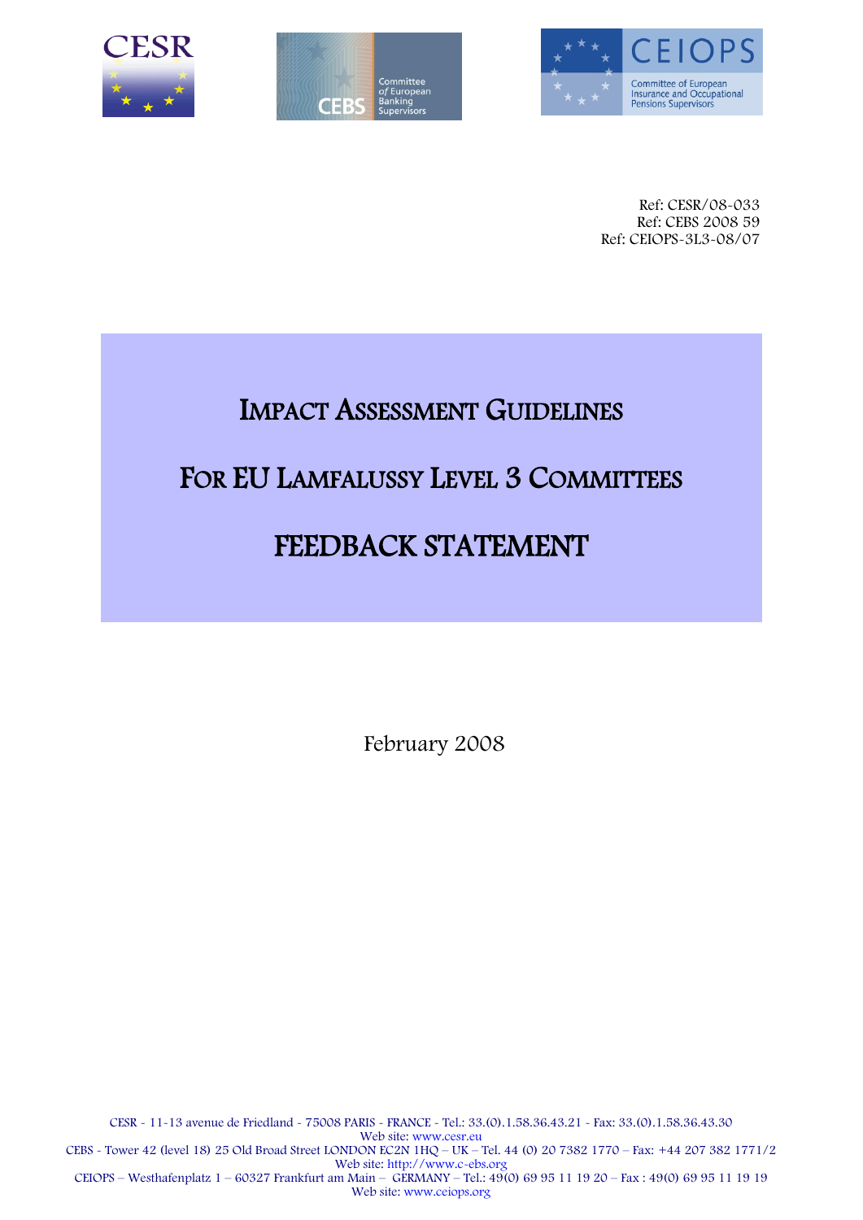Ref: CESR/08-033
Ref: CEBS 2008 59
Ref: CEIOPS-3L3-08/07

# Impact Assessment Guidelines

# For EU Lamfalussy Level 3 Committees

# FEEDBACK STATEMENT

February 2008

CESR - 11-13 avenue de Friedland - 75008 PARIS - FRANCE - Tel.: 33.(0).1.58.36.43.21 - Fax: 33.(0).1.58.36.43.30
Web site: www.cesr.eu
CEBS - Tower 42 (level 18) 25 Old Broad Street LONDON EC2N 1HQ – UK – Tel. 44 (0) 20 7382 1770 – Fax: +44 207 382 1771/2
Web site: http://www.c-ebs.org
CEIOPS – Westhafenplatz 1 – 60327 Frankfurt am Main – GERMANY – Tel.: 49(0) 69 95 11 19 20 – Fax : 49(0) 69 95 11 19 19
Web site: www.ceiops.org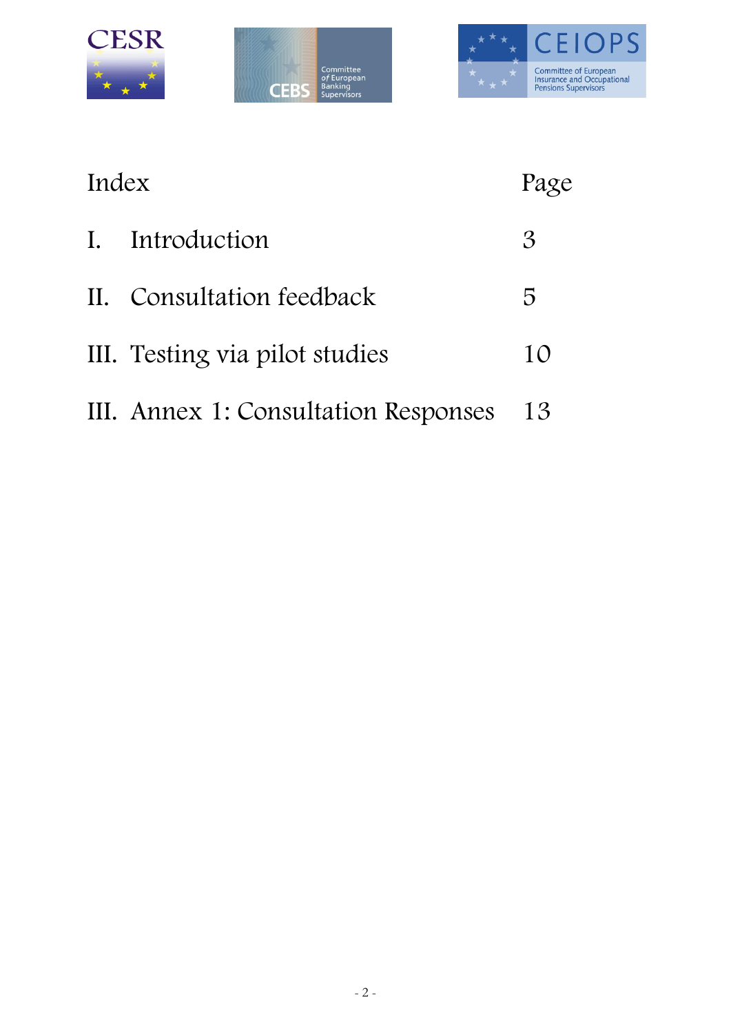| Index | | Page |
| --- | --- | --- |
| I. | Introduction | 3 |
| II. | Consultation feedback | 5 |
| III. | Testing via pilot studies | 10 |
| III. | Annex 1: Consultation Responses | 13 |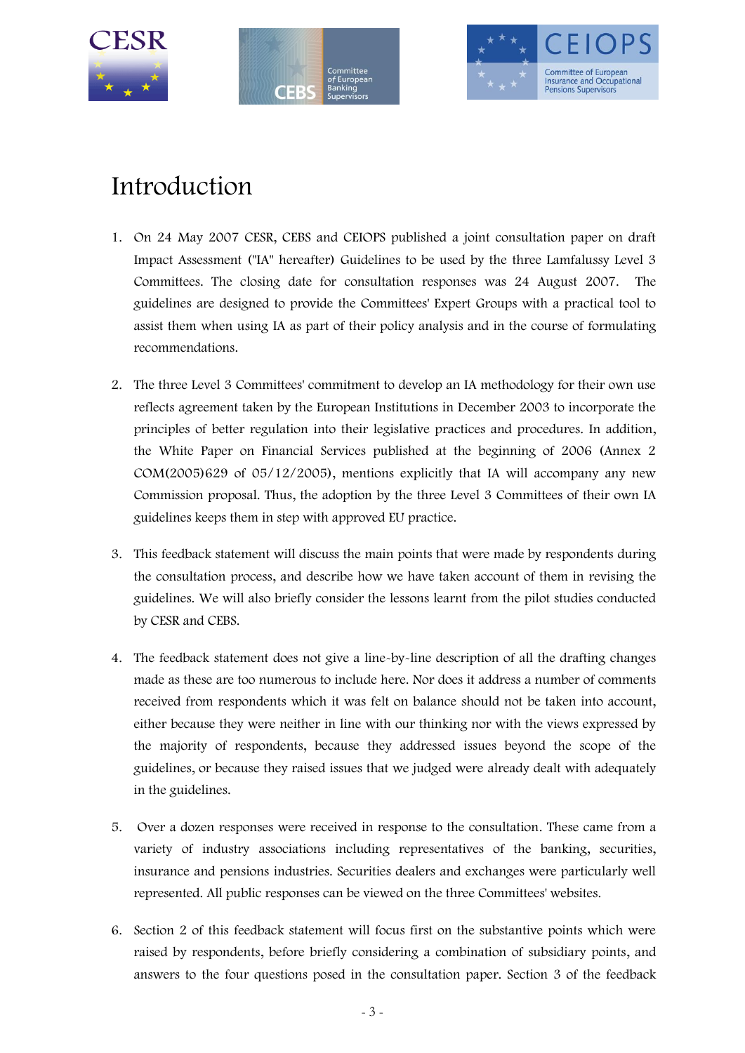# Introduction

1. On 24 May 2007 CESR, CEBS and CEIOPS published a joint consultation paper on draft Impact Assessment ("IA" hereafter) Guidelines to be used by the three Lamfalussy Level 3 Committees. The closing date for consultation responses was 24 August 2007. The guidelines are designed to provide the Committees' Expert Groups with a practical tool to assist them when using IA as part of their policy analysis and in the course of formulating recommendations.

2. The three Level 3 Committees' commitment to develop an IA methodology for their own use reflects agreement taken by the European Institutions in December 2003 to incorporate the principles of better regulation into their legislative practices and procedures. In addition, the White Paper on Financial Services published at the beginning of 2006 (Annex 2 COM(2005)629 of 05/12/2005), mentions explicitly that IA will accompany any new Commission proposal. Thus, the adoption by the three Level 3 Committees of their own IA guidelines keeps them in step with approved EU practice.

3. This feedback statement will discuss the main points that were made by respondents during the consultation process, and describe how we have taken account of them in revising the guidelines. We will also briefly consider the lessons learnt from the pilot studies conducted by CESR and CEBS.

4. The feedback statement does not give a line-by-line description of all the drafting changes made as these are too numerous to include here. Nor does it address a number of comments received from respondents which it was felt on balance should not be taken into account, either because they were neither in line with our thinking nor with the views expressed by the majority of respondents, because they addressed issues beyond the scope of the guidelines, or because they raised issues that we judged were already dealt with adequately in the guidelines.

5. Over a dozen responses were received in response to the consultation. These came from a variety of industry associations including representatives of the banking, securities, insurance and pensions industries. Securities dealers and exchanges were particularly well represented. All public responses can be viewed on the three Committees' websites.

6. Section 2 of this feedback statement will focus first on the substantive points which were raised by respondents, before briefly considering a combination of subsidiary points, and answers to the four questions posed in the consultation paper. Section 3 of the feedback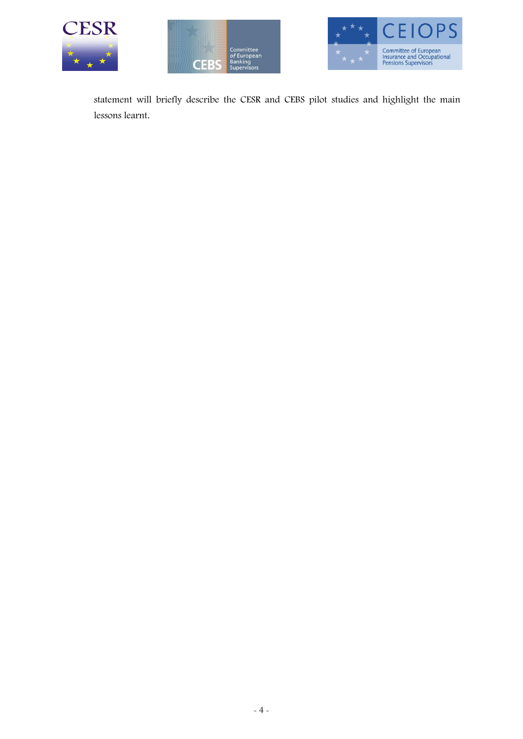statement will briefly describe the CESR and CEBS pilot studies and highlight the main lessons learnt.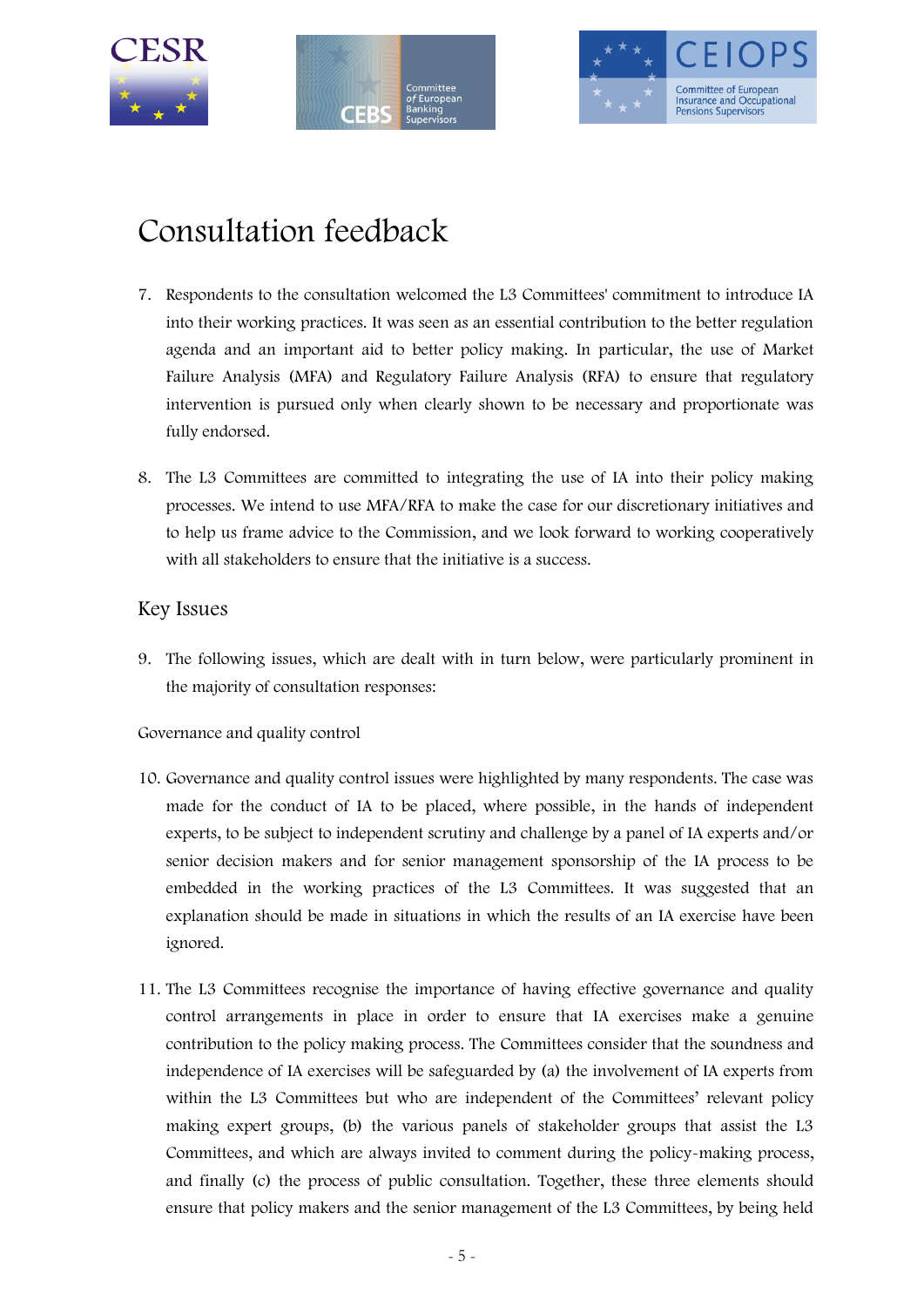# Consultation feedback

7. Respondents to the consultation welcomed the L3 Committees' commitment to introduce IA into their working practices. It was seen as an essential contribution to the better regulation agenda and an important aid to better policy making. In particular, the use of Market Failure Analysis (MFA) and Regulatory Failure Analysis (RFA) to ensure that regulatory intervention is pursued only when clearly shown to be necessary and proportionate was fully endorsed.

8. The L3 Committees are committed to integrating the use of IA into their policy making processes. We intend to use MFA/RFA to make the case for our discretionary initiatives and to help us frame advice to the Commission, and we look forward to working cooperatively with all stakeholders to ensure that the initiative is a success.

## Key Issues

9. The following issues, which are dealt with in turn below, were particularly prominent in the majority of consultation responses:

Governance and quality control

10. Governance and quality control issues were highlighted by many respondents. The case was made for the conduct of IA to be placed, where possible, in the hands of independent experts, to be subject to independent scrutiny and challenge by a panel of IA experts and/or senior decision makers and for senior management sponsorship of the IA process to be embedded in the working practices of the L3 Committees. It was suggested that an explanation should be made in situations in which the results of an IA exercise have been ignored.

11. The L3 Committees recognise the importance of having effective governance and quality control arrangements in place in order to ensure that IA exercises make a genuine contribution to the policy making process. The Committees consider that the soundness and independence of IA exercises will be safeguarded by (a) the involvement of IA experts from within the L3 Committees but who are independent of the Committees' relevant policy making expert groups, (b) the various panels of stakeholder groups that assist the L3 Committees, and which are always invited to comment during the policy-making process, and finally (c) the process of public consultation. Together, these three elements should ensure that policy makers and the senior management of the L3 Committees, by being held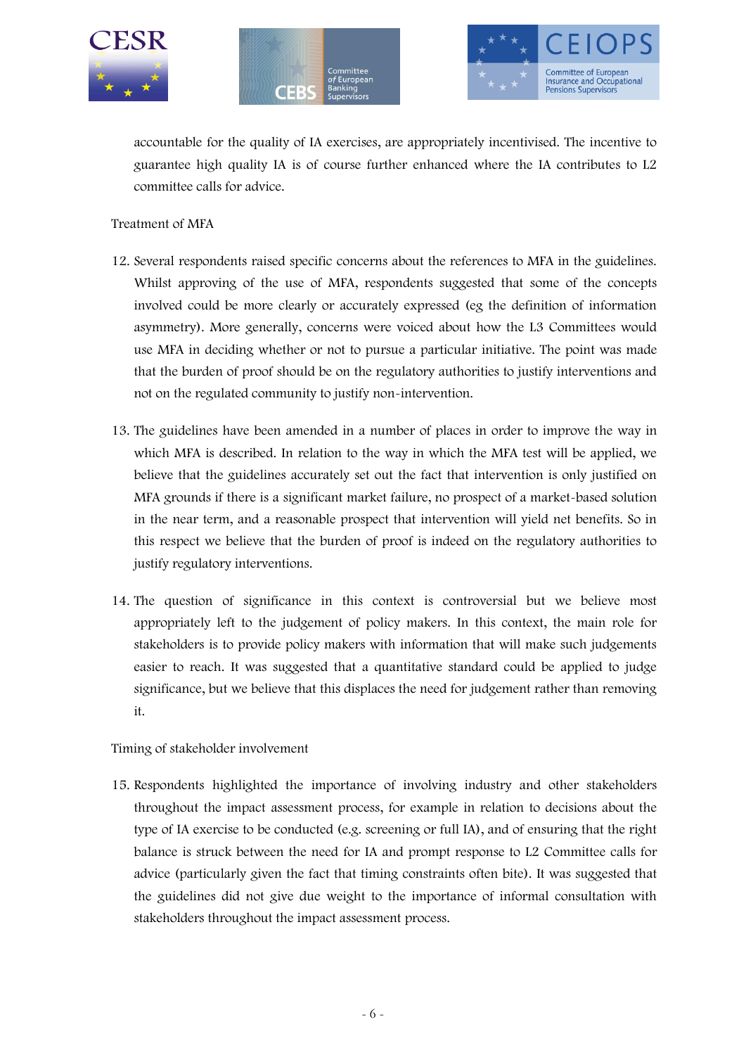accountable for the quality of IA exercises, are appropriately incentivised. The incentive to guarantee high quality IA is of course further enhanced where the IA contributes to L2 committee calls for advice.

Treatment of MFA

12. Several respondents raised specific concerns about the references to MFA in the guidelines. Whilst approving of the use of MFA, respondents suggested that some of the concepts involved could be more clearly or accurately expressed (eg the definition of information asymmetry). More generally, concerns were voiced about how the L3 Committees would use MFA in deciding whether or not to pursue a particular initiative. The point was made that the burden of proof should be on the regulatory authorities to justify interventions and not on the regulated community to justify non-intervention.

13. The guidelines have been amended in a number of places in order to improve the way in which MFA is described. In relation to the way in which the MFA test will be applied, we believe that the guidelines accurately set out the fact that intervention is only justified on MFA grounds if there is a significant market failure, no prospect of a market-based solution in the near term, and a reasonable prospect that intervention will yield net benefits. So in this respect we believe that the burden of proof is indeed on the regulatory authorities to justify regulatory interventions.

14. The question of significance in this context is controversial but we believe most appropriately left to the judgement of policy makers. In this context, the main role for stakeholders is to provide policy makers with information that will make such judgements easier to reach. It was suggested that a quantitative standard could be applied to judge significance, but we believe that this displaces the need for judgement rather than removing it.

Timing of stakeholder involvement

15. Respondents highlighted the importance of involving industry and other stakeholders throughout the impact assessment process, for example in relation to decisions about the type of IA exercise to be conducted (e.g. screening or full IA), and of ensuring that the right balance is struck between the need for IA and prompt response to L2 Committee calls for advice (particularly given the fact that timing constraints often bite). It was suggested that the guidelines did not give due weight to the importance of informal consultation with stakeholders throughout the impact assessment process.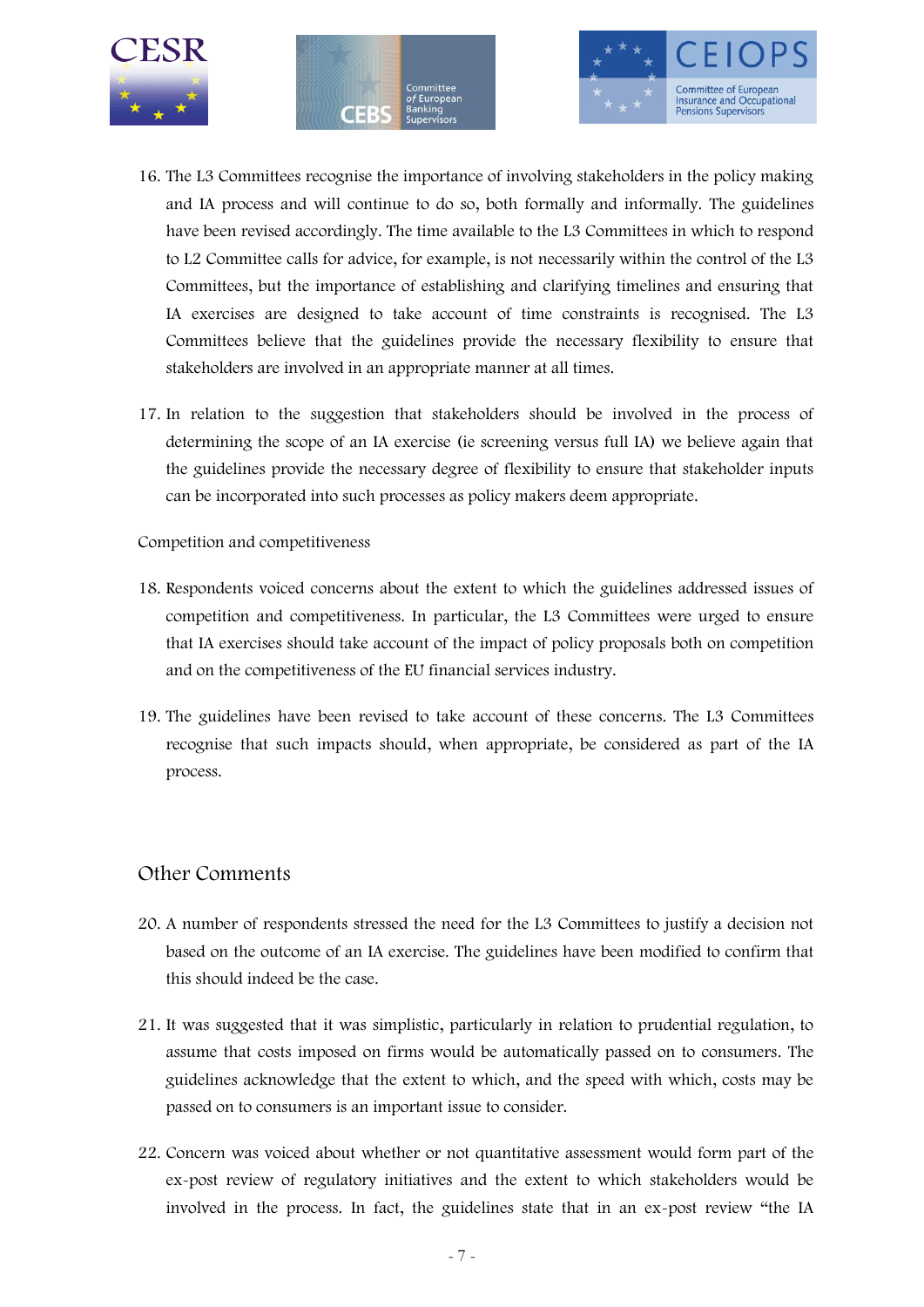16. The L3 Committees recognise the importance of involving stakeholders in the policy making and IA process and will continue to do so, both formally and informally. The guidelines have been revised accordingly. The time available to the L3 Committees in which to respond to L2 Committee calls for advice, for example, is not necessarily within the control of the L3 Committees, but the importance of establishing and clarifying timelines and ensuring that IA exercises are designed to take account of time constraints is recognised. The L3 Committees believe that the guidelines provide the necessary flexibility to ensure that stakeholders are involved in an appropriate manner at all times.

17. In relation to the suggestion that stakeholders should be involved in the process of determining the scope of an IA exercise (ie screening versus full IA) we believe again that the guidelines provide the necessary degree of flexibility to ensure that stakeholder inputs can be incorporated into such processes as policy makers deem appropriate.

Competition and competitiveness

18. Respondents voiced concerns about the extent to which the guidelines addressed issues of competition and competitiveness. In particular, the L3 Committees were urged to ensure that IA exercises should take account of the impact of policy proposals both on competition and on the competitiveness of the EU financial services industry.

19. The guidelines have been revised to take account of these concerns. The L3 Committees recognise that such impacts should, when appropriate, be considered as part of the IA process.

## Other Comments

20. A number of respondents stressed the need for the L3 Committees to justify a decision not based on the outcome of an IA exercise. The guidelines have been modified to confirm that this should indeed be the case.

21. It was suggested that it was simplistic, particularly in relation to prudential regulation, to assume that costs imposed on firms would be automatically passed on to consumers. The guidelines acknowledge that the extent to which, and the speed with which, costs may be passed on to consumers is an important issue to consider.

22. Concern was voiced about whether or not quantitative assessment would form part of the ex-post review of regulatory initiatives and the extent to which stakeholders would be involved in the process. In fact, the guidelines state that in an ex-post review "the IA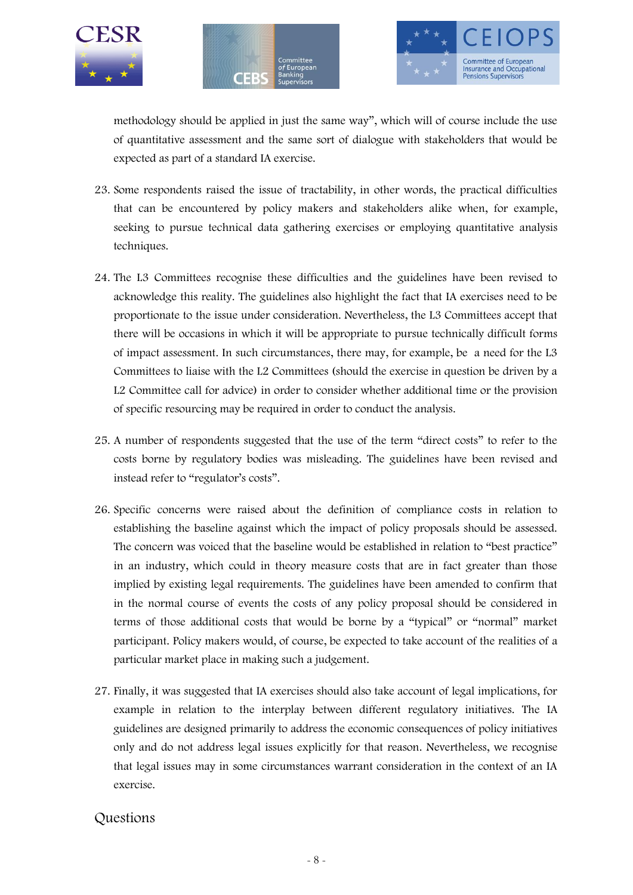methodology should be applied in just the same way", which will of course include the use of quantitative assessment and the same sort of dialogue with stakeholders that would be expected as part of a standard IA exercise.

23. Some respondents raised the issue of tractability, in other words, the practical difficulties that can be encountered by policy makers and stakeholders alike when, for example, seeking to pursue technical data gathering exercises or employing quantitative analysis techniques.

24. The L3 Committees recognise these difficulties and the guidelines have been revised to acknowledge this reality. The guidelines also highlight the fact that IA exercises need to be proportionate to the issue under consideration. Nevertheless, the L3 Committees accept that there will be occasions in which it will be appropriate to pursue technically difficult forms of impact assessment. In such circumstances, there may, for example, be a need for the L3 Committees to liaise with the L2 Committees (should the exercise in question be driven by a L2 Committee call for advice) in order to consider whether additional time or the provision of specific resourcing may be required in order to conduct the analysis.

25. A number of respondents suggested that the use of the term "direct costs" to refer to the costs borne by regulatory bodies was misleading. The guidelines have been revised and instead refer to "regulator's costs".

26. Specific concerns were raised about the definition of compliance costs in relation to establishing the baseline against which the impact of policy proposals should be assessed. The concern was voiced that the baseline would be established in relation to "best practice" in an industry, which could in theory measure costs that are in fact greater than those implied by existing legal requirements. The guidelines have been amended to confirm that in the normal course of events the costs of any policy proposal should be considered in terms of those additional costs that would be borne by a "typical" or "normal" market participant. Policy makers would, of course, be expected to take account of the realities of a particular market place in making such a judgement.

27. Finally, it was suggested that IA exercises should also take account of legal implications, for example in relation to the interplay between different regulatory initiatives. The IA guidelines are designed primarily to address the economic consequences of policy initiatives only and do not address legal issues explicitly for that reason. Nevertheless, we recognise that legal issues may in some circumstances warrant consideration in the context of an IA exercise.

## Questions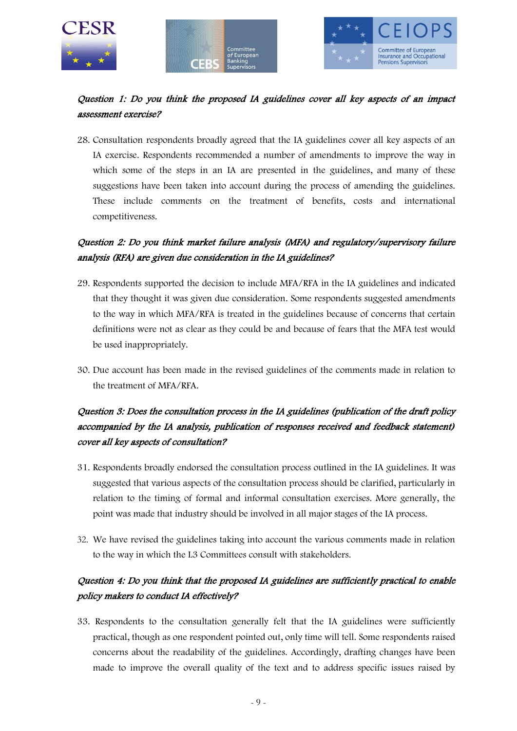*Question 1: Do you think the proposed IA guidelines cover all key aspects of an impact assessment exercise?*

28. Consultation respondents broadly agreed that the IA guidelines cover all key aspects of an IA exercise. Respondents recommended a number of amendments to improve the way in which some of the steps in an IA are presented in the guidelines, and many of these suggestions have been taken into account during the process of amending the guidelines. These include comments on the treatment of benefits, costs and international competitiveness.

*Question 2: Do you think market failure analysis (MFA) and regulatory/supervisory failure analysis (RFA) are given due consideration in the IA guidelines?*

29. Respondents supported the decision to include MFA/RFA in the IA guidelines and indicated that they thought it was given due consideration. Some respondents suggested amendments to the way in which MFA/RFA is treated in the guidelines because of concerns that certain definitions were not as clear as they could be and because of fears that the MFA test would be used inappropriately.

30. Due account has been made in the revised guidelines of the comments made in relation to the treatment of MFA/RFA.

*Question 3: Does the consultation process in the IA guidelines (publication of the draft policy accompanied by the IA analysis, publication of responses received and feedback statement) cover all key aspects of consultation?*

31. Respondents broadly endorsed the consultation process outlined in the IA guidelines. It was suggested that various aspects of the consultation process should be clarified, particularly in relation to the timing of formal and informal consultation exercises. More generally, the point was made that industry should be involved in all major stages of the IA process.

32. We have revised the guidelines taking into account the various comments made in relation to the way in which the L3 Committees consult with stakeholders.

*Question 4: Do you think that the proposed IA guidelines are sufficiently practical to enable policy makers to conduct IA effectively?*

33. Respondents to the consultation generally felt that the IA guidelines were sufficiently practical, though as one respondent pointed out, only time will tell. Some respondents raised concerns about the readability of the guidelines. Accordingly, drafting changes have been made to improve the overall quality of the text and to address specific issues raised by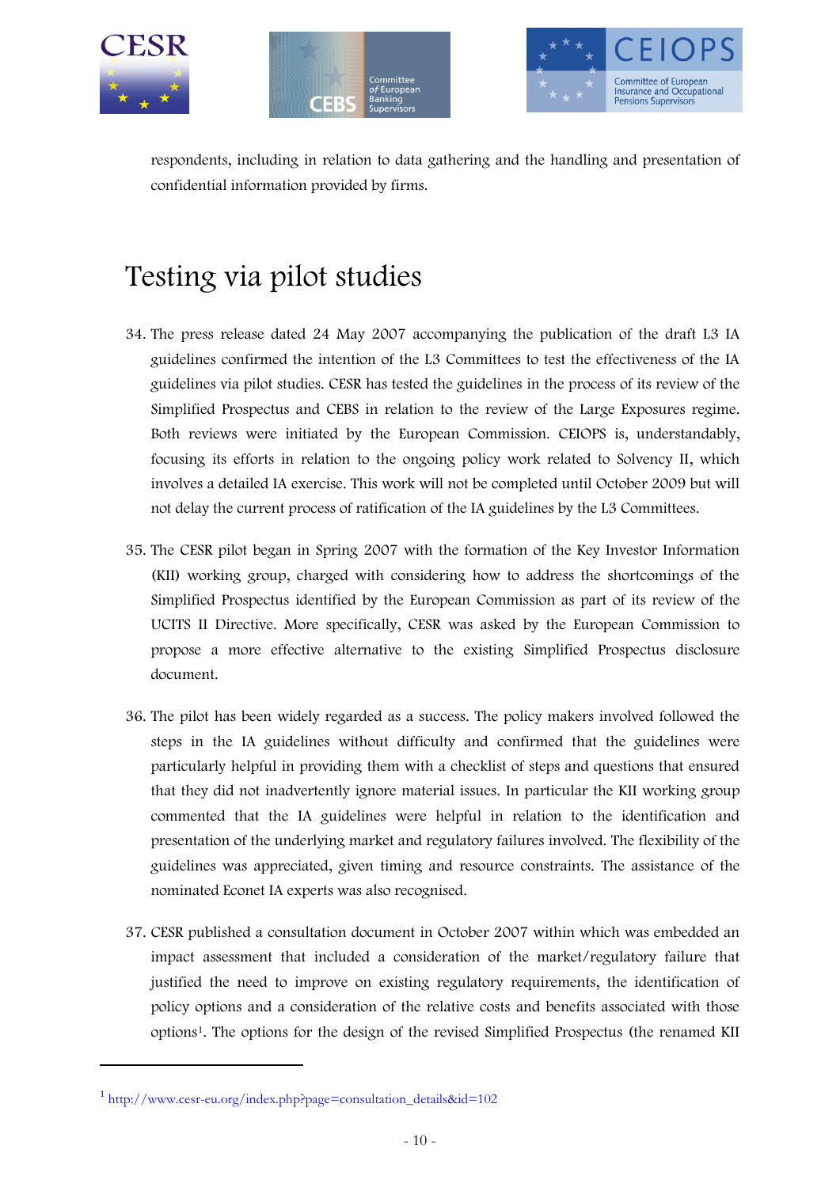respondents, including in relation to data gathering and the handling and presentation of confidential information provided by firms.

# Testing via pilot studies

34. The press release dated 24 May 2007 accompanying the publication of the draft L3 IA guidelines confirmed the intention of the L3 Committees to test the effectiveness of the IA guidelines via pilot studies. CESR has tested the guidelines in the process of its review of the Simplified Prospectus and CEBS in relation to the review of the Large Exposures regime. Both reviews were initiated by the European Commission. CEIOPS is, understandably, focusing its efforts in relation to the ongoing policy work related to Solvency II, which involves a detailed IA exercise. This work will not be completed until October 2009 but will not delay the current process of ratification of the IA guidelines by the L3 Committees.

35. The CESR pilot began in Spring 2007 with the formation of the Key Investor Information (KII) working group, charged with considering how to address the shortcomings of the Simplified Prospectus identified by the European Commission as part of its review of the UCITS II Directive. More specifically, CESR was asked by the European Commission to propose a more effective alternative to the existing Simplified Prospectus disclosure document.

36. The pilot has been widely regarded as a success. The policy makers involved followed the steps in the IA guidelines without difficulty and confirmed that the guidelines were particularly helpful in providing them with a checklist of steps and questions that ensured that they did not inadvertently ignore material issues. In particular the KII working group commented that the IA guidelines were helpful in relation to the identification and presentation of the underlying market and regulatory failures involved. The flexibility of the guidelines was appreciated, given timing and resource constraints. The assistance of the nominated Econet IA experts was also recognised.

37. CESR published a consultation document in October 2007 within which was embedded an impact assessment that included a consideration of the market/regulatory failure that justified the need to improve on existing regulatory requirements, the identification of policy options and a consideration of the relative costs and benefits associated with those options[1]. The options for the design of the revised Simplified Prospectus (the renamed KII

[1] http://www.cesr-eu.org/index.php?page=consultation_details&id=102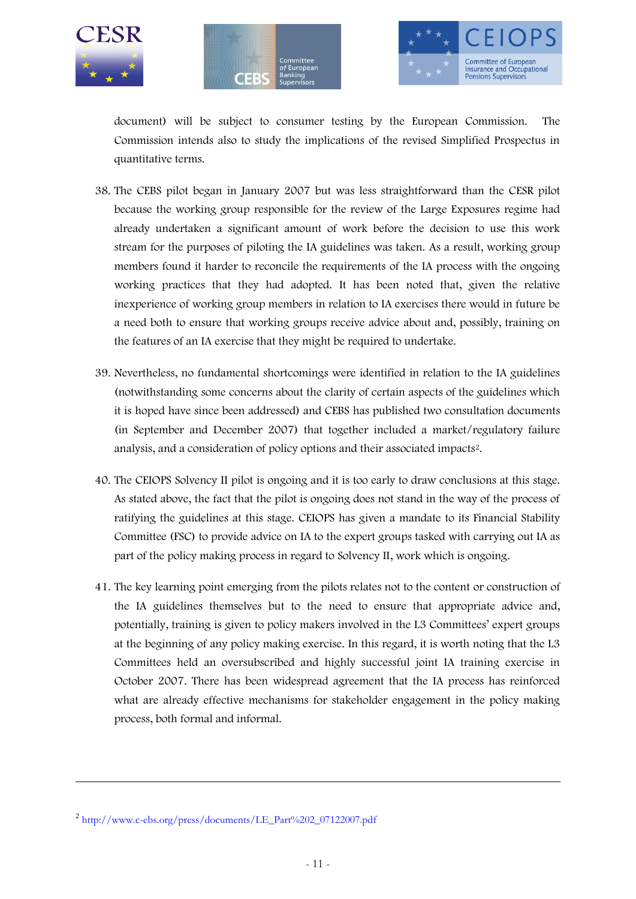document) will be subject to consumer testing by the European Commission. The Commission intends also to study the implications of the revised Simplified Prospectus in quantitative terms.

38. The CEBS pilot began in January 2007 but was less straightforward than the CESR pilot because the working group responsible for the review of the Large Exposures regime had already undertaken a significant amount of work before the decision to use this work stream for the purposes of piloting the IA guidelines was taken. As a result, working group members found it harder to reconcile the requirements of the IA process with the ongoing working practices that they had adopted. It has been noted that, given the relative inexperience of working group members in relation to IA exercises there would in future be a need both to ensure that working groups receive advice about and, possibly, training on the features of an IA exercise that they might be required to undertake.

39. Nevertheless, no fundamental shortcomings were identified in relation to the IA guidelines (notwithstanding some concerns about the clarity of certain aspects of the guidelines which it is hoped have since been addressed) and CEBS has published two consultation documents (in September and December 2007) that together included a market/regulatory failure analysis, and a consideration of policy options and their associated impacts[2].

40. The CEIOPS Solvency II pilot is ongoing and it is too early to draw conclusions at this stage. As stated above, the fact that the pilot is ongoing does not stand in the way of the process of ratifying the guidelines at this stage. CEIOPS has given a mandate to its Financial Stability Committee (FSC) to provide advice on IA to the expert groups tasked with carrying out IA as part of the policy making process in regard to Solvency II, work which is ongoing.

41. The key learning point emerging from the pilots relates not to the content or construction of the IA guidelines themselves but to the need to ensure that appropriate advice and, potentially, training is given to policy makers involved in the L3 Committees' expert groups at the beginning of any policy making exercise. In this regard, it is worth noting that the L3 Committees held an oversubscribed and highly successful joint IA training exercise in October 2007. There has been widespread agreement that the IA process has reinforced what are already effective mechanisms for stakeholder engagement in the policy making process, both formal and informal.

---

[2] http://www.c-ebs.org/press/documents/LE_Part%202_07122007.pdf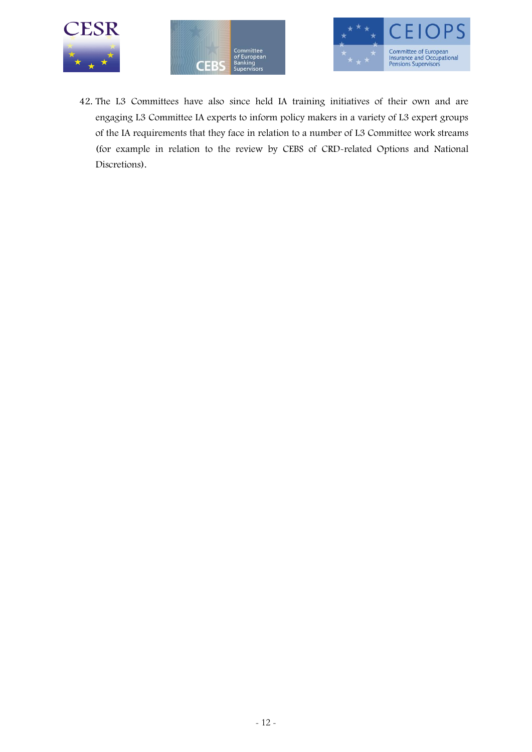42. The L3 Committees have also since held IA training initiatives of their own and are engaging L3 Committee IA experts to inform policy makers in a variety of L3 expert groups of the IA requirements that they face in relation to a number of L3 Committee work streams (for example in relation to the review by CEBS of CRD-related Options and National Discretions).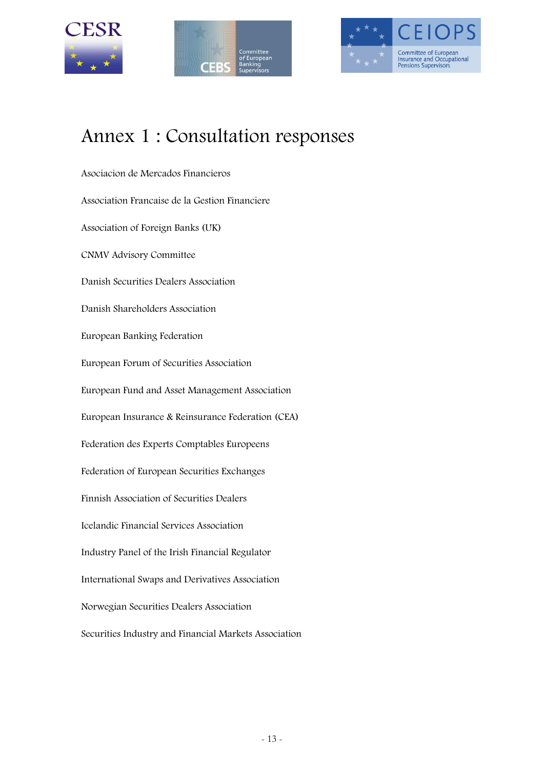# Annex 1 : Consultation responses

Asociacion de Mercados Financieros

Association Francaise de la Gestion Financiere

Association of Foreign Banks (UK)

CNMV Advisory Committee

Danish Securities Dealers Association

Danish Shareholders Association

European Banking Federation

European Forum of Securities Association

European Fund and Asset Management Association

European Insurance & Reinsurance Federation (CEA)

Federation des Experts Comptables Europeens

Federation of European Securities Exchanges

Finnish Association of Securities Dealers

Icelandic Financial Services Association

Industry Panel of the Irish Financial Regulator

International Swaps and Derivatives Association

Norwegian Securities Dealers Association

Securities Industry and Financial Markets Association